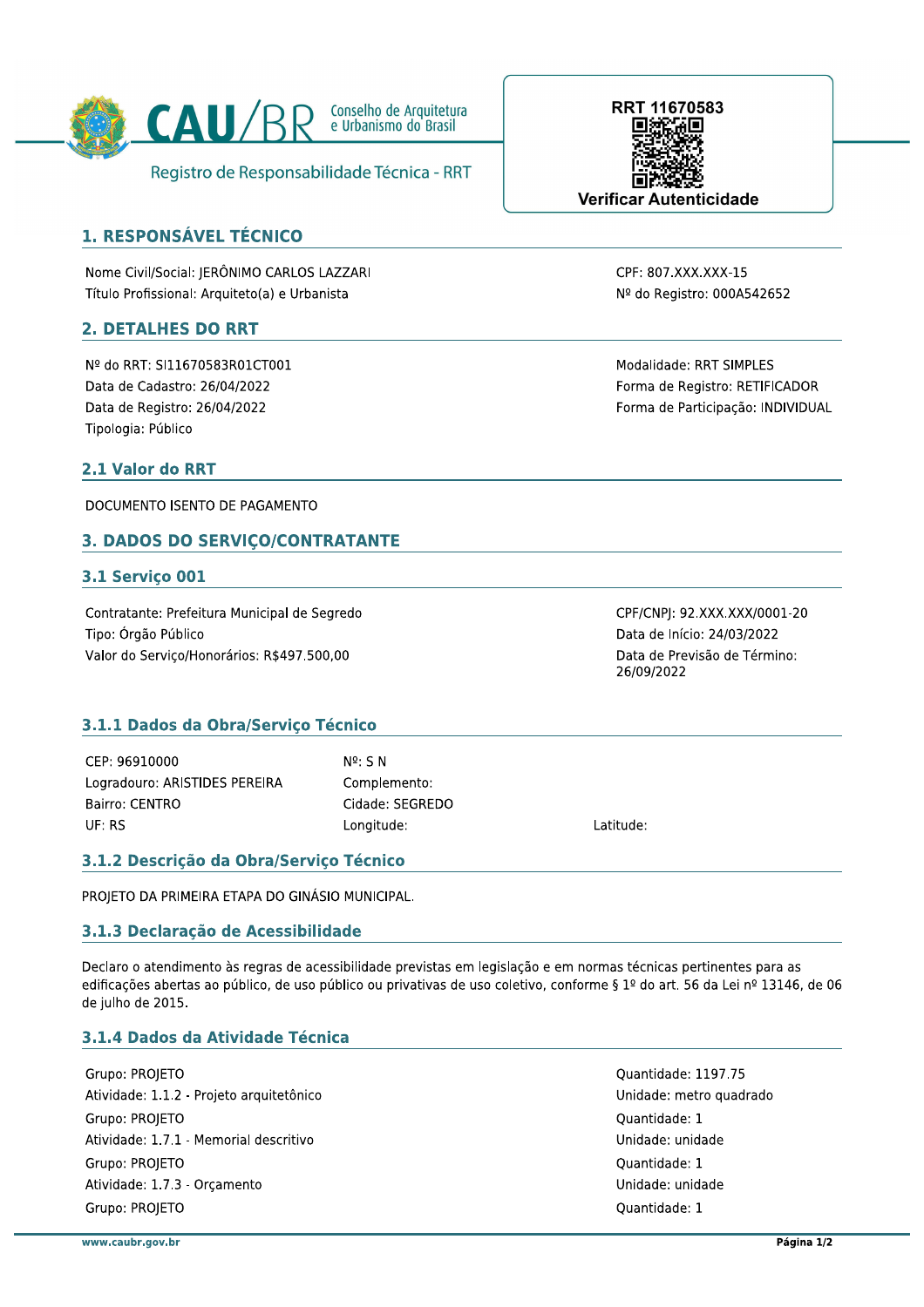CAU/BR Conselho de Arquitetura e Urbanismo do Brasil

Registro de Responsabilidade Técnica - RRT

**RRT 11670583**

**Verificar Autenticidade**

## 1. RESPONSÁVEL TÉCNICO

Nome Civil/Social: JERÔNIMO CARLOS LAZZARI
Título Profissional: Arquiteto(a) e Urbanista

CPF: 807.XXX.XXX-15
Nº do Registro: 000A542652

## 2. DETALHES DO RRT

Nº do RRT: SI11670583R01CT001
Data de Cadastro: 26/04/2022
Data de Registro: 26/04/2022
Tipologia: Público

Modalidade: RRT SIMPLES
Forma de Registro: RETIFICADOR
Forma de Participação: INDIVIDUAL

### 2.1 Valor do RRT

DOCUMENTO ISENTO DE PAGAMENTO

## 3. DADOS DO SERVIÇO/CONTRATANTE

### 3.1 Serviço 001

Contratante: Prefeitura Municipal de Segredo
Tipo: Órgão Público
Valor do Serviço/Honorários: R$497.500,00

CPF/CNPJ: 92.XXX.XXX/0001-20
Data de Início: 24/03/2022
Data de Previsão de Término: 26/09/2022

#### 3.1.1 Dados da Obra/Serviço Técnico

CEP: 96910000
Logradouro: ARISTIDES PEREIRA
Bairro: CENTRO
UF: RS

Nº: S N
Complemento:
Cidade: SEGREDO
Longitude:

Latitude:

#### 3.1.2 Descrição da Obra/Serviço Técnico

PROJETO DA PRIMEIRA ETAPA DO GINÁSIO MUNICIPAL.

#### 3.1.3 Declaração de Acessibilidade

Declaro o atendimento às regras de acessibilidade previstas em legislação e em normas técnicas pertinentes para as edificações abertas ao público, de uso público ou privativas de uso coletivo, conforme § 1º do art. 56 da Lei nº 13146, de 06 de julho de 2015.

#### 3.1.4 Dados da Atividade Técnica

Grupo: PROJETO
Atividade: 1.1.2 - Projeto arquitetônico

Quantidade: 1197.75
Unidade: metro quadrado

Grupo: PROJETO
Atividade: 1.7.1 - Memorial descritivo

Quantidade: 1
Unidade: unidade

Grupo: PROJETO
Atividade: 1.7.3 - Orçamento

Quantidade: 1
Unidade: unidade

Grupo: PROJETO

Quantidade: 1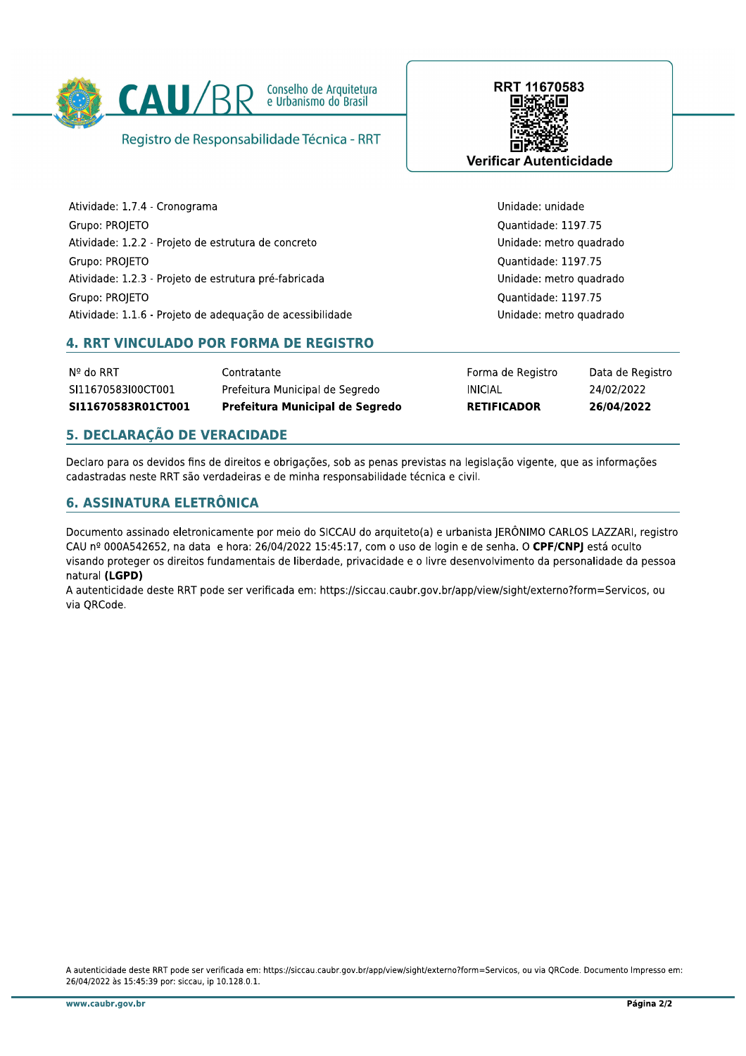RRT 11670583

Verificar Autenticidade

| | |
|---|---|
| Atividade: 1.7.4 - Cronograma | Unidade: unidade |
| Grupo: PROJETO | Quantidade: 1197.75 |
| Atividade: 1.2.2 - Projeto de estrutura de concreto | Unidade: metro quadrado |
| Grupo: PROJETO | Quantidade: 1197.75 |
| Atividade: 1.2.3 - Projeto de estrutura pré-fabricada | Unidade: metro quadrado |
| Grupo: PROJETO | Quantidade: 1197.75 |
| Atividade: 1.1.6 - Projeto de adequação de acessibilidade | Unidade: metro quadrado |

## 4. RRT VINCULADO POR FORMA DE REGISTRO

| Nº do RRT | Contratante | Forma de Registro | Data de Registro |
|---|---|---|---|
| SI11670583I00CT001 | Prefeitura Municipal de Segredo | INICIAL | 24/02/2022 |
| **SI11670583R01CT001** | **Prefeitura Municipal de Segredo** | **RETIFICADOR** | **26/04/2022** |

## 5. DECLARAÇÃO DE VERACIDADE

Declaro para os devidos fins de direitos e obrigações, sob as penas previstas na legislação vigente, que as informações cadastradas neste RRT são verdadeiras e de minha responsabilidade técnica e civil.

## 6. ASSINATURA ELETRÔNICA

Documento assinado eletronicamente por meio do SICCAU do arquiteto(a) e urbanista JERÔNIMO CARLOS LAZZARI, registro CAU nº 000A542652, na data e hora: 26/04/2022 15:45:17, com o uso de login e de senha. O **CPF/CNPJ** está oculto visando proteger os direitos fundamentais de liberdade, privacidade e o livre desenvolvimento da personalidade da pessoa natural **(LGPD)**

A autenticidade deste RRT pode ser verificada em: https://siccau.caubr.gov.br/app/view/sight/externo?form=Servicos, ou via QRCode.

A autenticidade deste RRT pode ser verificada em: https://siccau.caubr.gov.br/app/view/sight/externo?form=Servicos, ou via QRCode. Documento Impresso em: 26/04/2022 às 15:45:39 por: siccau, ip 10.128.0.1.